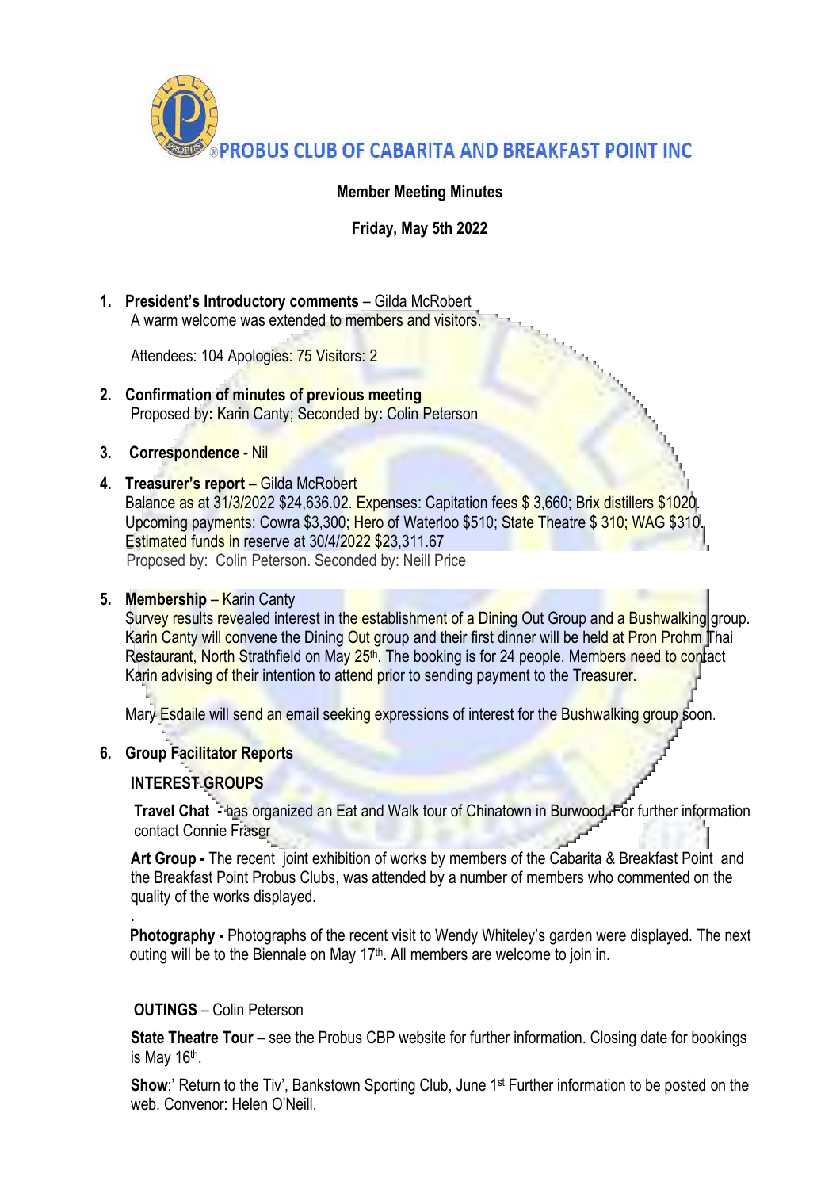# PROBUS CLUB OF CABARITA AND BREAKFAST POINT INC

**Member Meeting Minutes**

**Friday, May 5th 2022**

1. **President's Introductory comments** – Gilda McRobert
   A warm welcome was extended to members and visitors.

   Attendees: 104 Apologies: 75 Visitors: 2

2. **Confirmation of minutes of previous meeting**
   Proposed by**:** Karin Canty; Seconded by**:** Colin Peterson

3. **Correspondence** - Nil

4. **Treasurer's report** – Gilda McRobert
   Balance as at 31/3/2022 $24,636.02. Expenses: Capitation fees $ 3,660; Brix distillers $1020.
   Upcoming payments: Cowra $3,300; Hero of Waterloo $510; State Theatre $ 310; WAG $310.
   Estimated funds in reserve at 30/4/2022 $23,311.67
   Proposed by: Colin Peterson. Seconded by: Neill Price

5. **Membership** – Karin Canty
   Survey results revealed interest in the establishment of a Dining Out Group and a Bushwalking group. Karin Canty will convene the Dining Out group and their first dinner will be held at Pron Prohm Thai Restaurant, North Strathfield on May 25th. The booking is for 24 people. Members need to contact Karin advising of their intention to attend prior to sending payment to the Treasurer.

   Mary Esdaile will send an email seeking expressions of interest for the Bushwalking group soon.

6. **Group Facilitator Reports**

   **INTEREST GROUPS**

   **Travel Chat** - has organized an Eat and Walk tour of Chinatown in Burwood. For further information contact Connie Fraser

   **Art Group -** The recent joint exhibition of works by members of the Cabarita & Breakfast Point and the Breakfast Point Probus Clubs, was attended by a number of members who commented on the quality of the works displayed.

   **Photography -** Photographs of the recent visit to Wendy Whiteley's garden were displayed. The next outing will be to the Biennale on May 17th. All members are welcome to join in.

   **OUTINGS** – Colin Peterson

   **State Theatre Tour** – see the Probus CBP website for further information. Closing date for bookings is May 16th.

   **Show**:' Return to the Tiv', Bankstown Sporting Club, June 1st Further information to be posted on the web. Convenor: Helen O'Neill.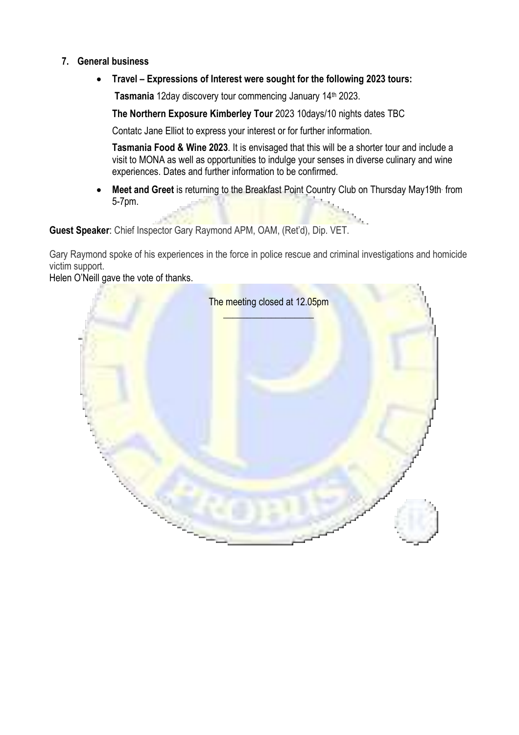7. **General business**

- **Travel – Expressions of Interest were sought for the following 2023 tours:**

  **Tasmania** 12day discovery tour commencing January 14th 2023.

  **The Northern Exposure Kimberley Tour** 2023 10days/10 nights dates TBC

  Contatc Jane Elliot to express your interest or for further information.

  **Tasmania Food & Wine 2023**. It is envisaged that this will be a shorter tour and include a visit to MONA as well as opportunities to indulge your senses in diverse culinary and wine experiences. Dates and further information to be confirmed.

- **Meet and Greet** is returning to the Breakfast Point Country Club on Thursday May19th from 5-7pm.

**Guest Speaker**: Chief Inspector Gary Raymond APM, OAM, (Ret'd), Dip. VET.

Gary Raymond spoke of his experiences in the force in police rescue and criminal investigations and homicide victim support.

Helen O'Neill gave the vote of thanks.

The meeting closed at 12.05pm

___________________